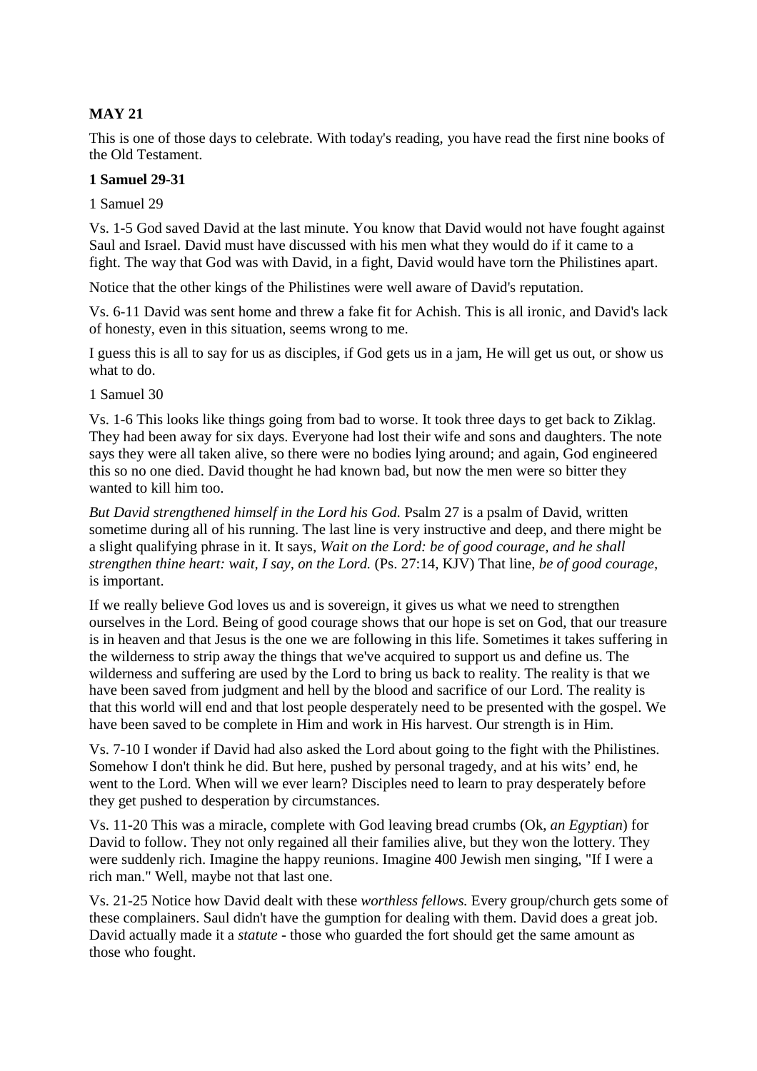**MAY 21**

This is one of those days to celebrate. With today's reading, you have read the first nine books of the Old Testament.

**1 Samuel 29-31**

1 Samuel 29

Vs. 1-5 God saved David at the last minute. You know that David would not have fought against Saul and Israel. David must have discussed with his men what they would do if it came to a fight. The way that God was with David, in a fight, David would have torn the Philistines apart.

Notice that the other kings of the Philistines were well aware of David's reputation.

Vs. 6-11 David was sent home and threw a fake fit for Achish. This is all ironic, and David's lack of honesty, even in this situation, seems wrong to me.

I guess this is all to say for us as disciples, if God gets us in a jam, He will get us out, or show us what to do.

1 Samuel 30

Vs. 1-6 This looks like things going from bad to worse. It took three days to get back to Ziklag. They had been away for six days. Everyone had lost their wife and sons and daughters. The note says they were all taken alive, so there were no bodies lying around; and again, God engineered this so no one died. David thought he had known bad, but now the men were so bitter they wanted to kill him too.

*But David strengthened himself in the Lord his God.* Psalm 27 is a psalm of David, written sometime during all of his running. The last line is very instructive and deep, and there might be a slight qualifying phrase in it. It says, *Wait on the Lord: be of good courage, and he shall strengthen thine heart: wait, I say, on the Lord.* (Ps. 27:14, KJV) That line, *be of good courage*, is important.

If we really believe God loves us and is sovereign, it gives us what we need to strengthen ourselves in the Lord. Being of good courage shows that our hope is set on God, that our treasure is in heaven and that Jesus is the one we are following in this life. Sometimes it takes suffering in the wilderness to strip away the things that we've acquired to support us and define us. The wilderness and suffering are used by the Lord to bring us back to reality. The reality is that we have been saved from judgment and hell by the blood and sacrifice of our Lord. The reality is that this world will end and that lost people desperately need to be presented with the gospel. We have been saved to be complete in Him and work in His harvest. Our strength is in Him.

Vs. 7-10 I wonder if David had also asked the Lord about going to the fight with the Philistines. Somehow I don't think he did. But here, pushed by personal tragedy, and at his wits' end, he went to the Lord. When will we ever learn? Disciples need to learn to pray desperately before they get pushed to desperation by circumstances.

Vs. 11-20 This was a miracle, complete with God leaving bread crumbs (Ok, *an Egyptian*) for David to follow. They not only regained all their families alive, but they won the lottery. They were suddenly rich. Imagine the happy reunions. Imagine 400 Jewish men singing, "If I were a rich man." Well, maybe not that last one.

Vs. 21-25 Notice how David dealt with these *worthless fellows.* Every group/church gets some of these complainers. Saul didn't have the gumption for dealing with them. David does a great job. David actually made it a *statute* - those who guarded the fort should get the same amount as those who fought.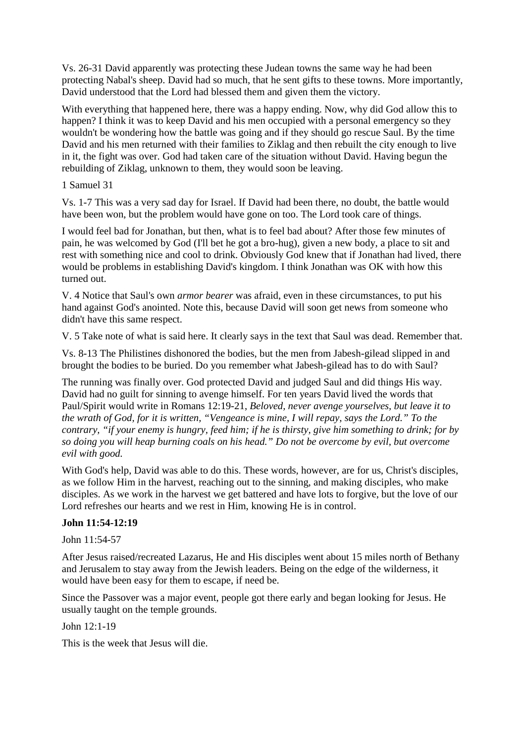Vs. 26-31 David apparently was protecting these Judean towns the same way he had been protecting Nabal's sheep. David had so much, that he sent gifts to these towns. More importantly, David understood that the Lord had blessed them and given them the victory.

With everything that happened here, there was a happy ending. Now, why did God allow this to happen? I think it was to keep David and his men occupied with a personal emergency so they wouldn't be wondering how the battle was going and if they should go rescue Saul. By the time David and his men returned with their families to Ziklag and then rebuilt the city enough to live in it, the fight was over. God had taken care of the situation without David. Having begun the rebuilding of Ziklag, unknown to them, they would soon be leaving.

1 Samuel 31

Vs. 1-7 This was a very sad day for Israel. If David had been there, no doubt, the battle would have been won, but the problem would have gone on too. The Lord took care of things.

I would feel bad for Jonathan, but then, what is to feel bad about? After those few minutes of pain, he was welcomed by God (I'll bet he got a bro-hug), given a new body, a place to sit and rest with something nice and cool to drink. Obviously God knew that if Jonathan had lived, there would be problems in establishing David's kingdom. I think Jonathan was OK with how this turned out.

V. 4 Notice that Saul's own *armor bearer* was afraid, even in these circumstances, to put his hand against God's anointed. Note this, because David will soon get news from someone who didn't have this same respect.

V. 5 Take note of what is said here. It clearly says in the text that Saul was dead. Remember that.

Vs. 8-13 The Philistines dishonored the bodies, but the men from Jabesh-gilead slipped in and brought the bodies to be buried. Do you remember what Jabesh-gilead has to do with Saul?

The running was finally over. God protected David and judged Saul and did things His way. David had no guilt for sinning to avenge himself. For ten years David lived the words that Paul/Spirit would write in Romans 12:19-21, *Beloved, never avenge yourselves, but leave it to the wrath of God, for it is written, "Vengeance is mine, I will repay, says the Lord." To the contrary, "if your enemy is hungry, feed him; if he is thirsty, give him something to drink; for by so doing you will heap burning coals on his head." Do not be overcome by evil, but overcome evil with good.*

With God's help, David was able to do this. These words, however, are for us, Christ's disciples, as we follow Him in the harvest, reaching out to the sinning, and making disciples, who make disciples. As we work in the harvest we get battered and have lots to forgive, but the love of our Lord refreshes our hearts and we rest in Him, knowing He is in control.

**John 11:54-12:19**

John 11:54-57

After Jesus raised/recreated Lazarus, He and His disciples went about 15 miles north of Bethany and Jerusalem to stay away from the Jewish leaders. Being on the edge of the wilderness, it would have been easy for them to escape, if need be.

Since the Passover was a major event, people got there early and began looking for Jesus. He usually taught on the temple grounds.

John 12:1-19

This is the week that Jesus will die.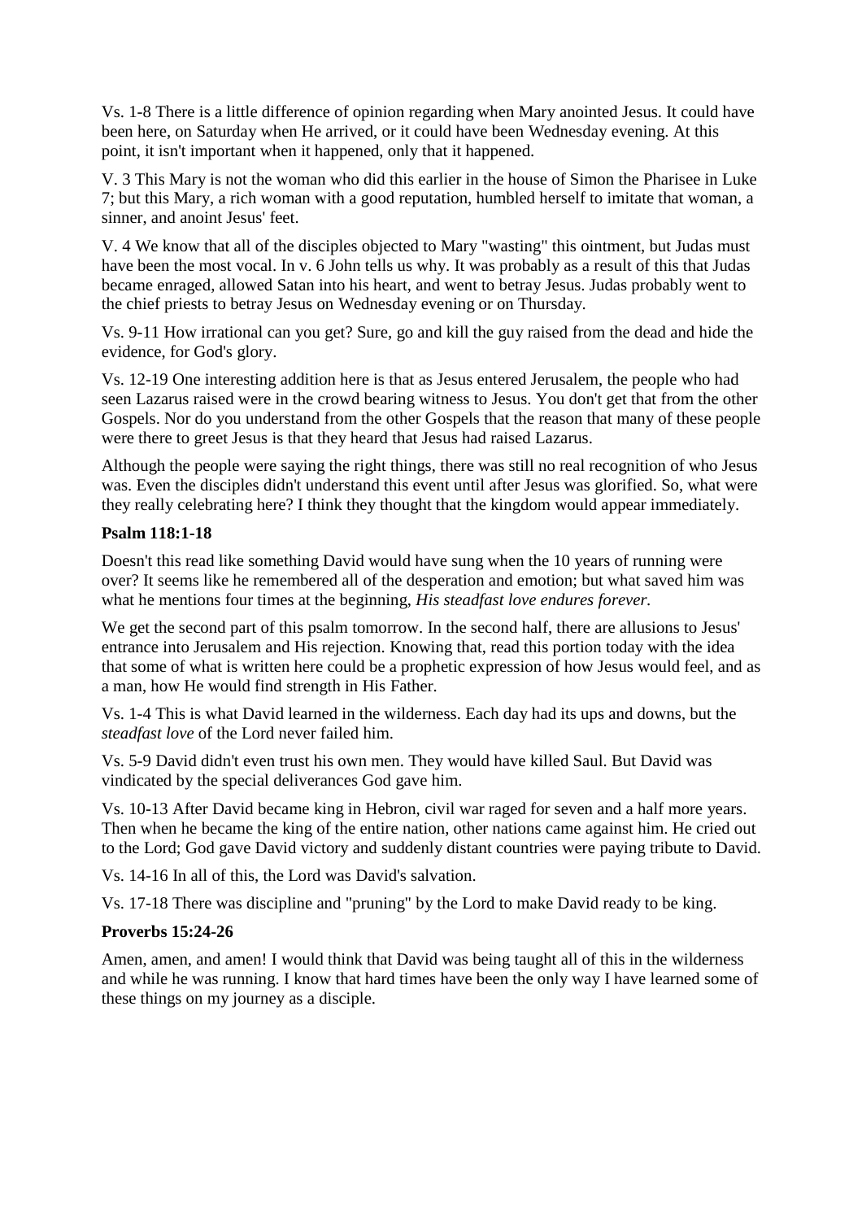Vs. 1-8 There is a little difference of opinion regarding when Mary anointed Jesus. It could have been here, on Saturday when He arrived, or it could have been Wednesday evening. At this point, it isn't important when it happened, only that it happened.

V. 3 This Mary is not the woman who did this earlier in the house of Simon the Pharisee in Luke 7; but this Mary, a rich woman with a good reputation, humbled herself to imitate that woman, a sinner, and anoint Jesus' feet.

V. 4 We know that all of the disciples objected to Mary "wasting" this ointment, but Judas must have been the most vocal. In v. 6 John tells us why. It was probably as a result of this that Judas became enraged, allowed Satan into his heart, and went to betray Jesus. Judas probably went to the chief priests to betray Jesus on Wednesday evening or on Thursday.

Vs. 9-11 How irrational can you get? Sure, go and kill the guy raised from the dead and hide the evidence, for God's glory.

Vs. 12-19 One interesting addition here is that as Jesus entered Jerusalem, the people who had seen Lazarus raised were in the crowd bearing witness to Jesus. You don't get that from the other Gospels. Nor do you understand from the other Gospels that the reason that many of these people were there to greet Jesus is that they heard that Jesus had raised Lazarus.

Although the people were saying the right things, there was still no real recognition of who Jesus was. Even the disciples didn't understand this event until after Jesus was glorified. So, what were they really celebrating here? I think they thought that the kingdom would appear immediately.

**Psalm 118:1-18**

Doesn't this read like something David would have sung when the 10 years of running were over? It seems like he remembered all of the desperation and emotion; but what saved him was what he mentions four times at the beginning, *His steadfast love endures forever.*

We get the second part of this psalm tomorrow. In the second half, there are allusions to Jesus' entrance into Jerusalem and His rejection. Knowing that, read this portion today with the idea that some of what is written here could be a prophetic expression of how Jesus would feel, and as a man, how He would find strength in His Father.

Vs. 1-4 This is what David learned in the wilderness. Each day had its ups and downs, but the *steadfast love* of the Lord never failed him.

Vs. 5-9 David didn't even trust his own men. They would have killed Saul. But David was vindicated by the special deliverances God gave him.

Vs. 10-13 After David became king in Hebron, civil war raged for seven and a half more years. Then when he became the king of the entire nation, other nations came against him. He cried out to the Lord; God gave David victory and suddenly distant countries were paying tribute to David.

Vs. 14-16 In all of this, the Lord was David's salvation.

Vs. 17-18 There was discipline and "pruning" by the Lord to make David ready to be king.

**Proverbs 15:24-26**

Amen, amen, and amen! I would think that David was being taught all of this in the wilderness and while he was running. I know that hard times have been the only way I have learned some of these things on my journey as a disciple.